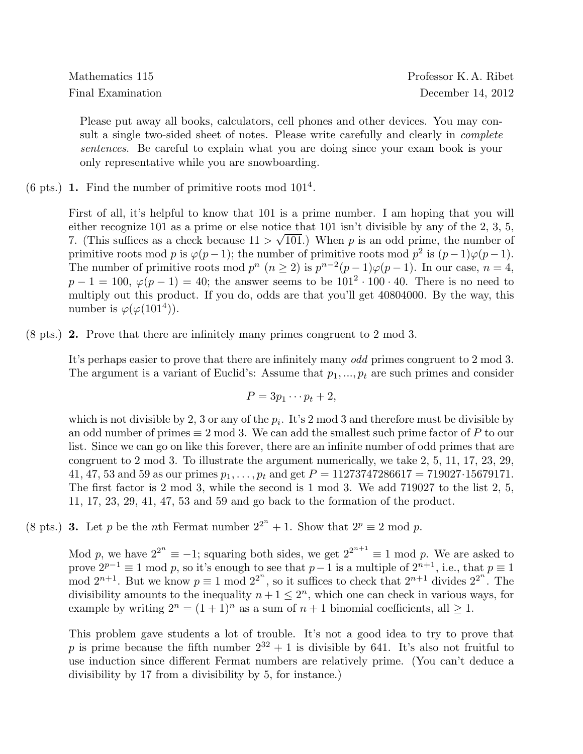Mathematics 115 — Professor K. A. Ribet

Final Examination — December 14, 2012

> Please put away all books, calculators, cell phones and other devices. You may consult a single two-sided sheet of notes. Please write carefully and clearly in *complete sentences*. Be careful to explain what you are doing since your exam book is your only representative while you are snowboarding.

(6 pts.) **1.** Find the number of primitive roots mod $101^4$.

First of all, it's helpful to know that 101 is a prime number. I am hoping that you will either recognize 101 as a prime or else notice that 101 isn't divisible by any of the 2, 3, 5, 7. (This suffices as a check because $11 > \sqrt{101}$.) When $p$ is an odd prime, the number of primitive roots mod $p$ is $\varphi(p-1)$; the number of primitive roots mod $p^2$ is $(p-1)\varphi(p-1)$. The number of primitive roots mod $p^n$ ($n \geq 2$) is $p^{n-2}(p-1)\varphi(p-1)$. In our case, $n = 4$, $p - 1 = 100$, $\varphi(p-1) = 40$; the answer seems to be $101^2 \cdot 100 \cdot 40$. There is no need to multiply out this product. If you do, odds are that you'll get 40804000. By the way, this number is $\varphi(\varphi(101^4))$.

(8 pts.) **2.** Prove that there are infinitely many primes congruent to 2 mod 3.

It's perhaps easier to prove that there are infinitely many *odd* primes congruent to 2 mod 3. The argument is a variant of Euclid's: Assume that $p_1, ..., p_t$ are such primes and consider

$$P = 3p_1 \cdots p_t + 2,$$

which is not divisible by 2, 3 or any of the $p_i$. It's 2 mod 3 and therefore must be divisible by an odd number of primes $\equiv 2$ mod 3. We can add the smallest such prime factor of $P$ to our list. Since we can go on like this forever, there are an infinite number of odd primes that are congruent to 2 mod 3. To illustrate the argument numerically, we take 2, 5, 11, 17, 23, 29, 41, 47, 53 and 59 as our primes $p_1, \ldots, p_t$ and get $P = 11273747286617 = 719027 \cdot 15679171$. The first factor is 2 mod 3, while the second is 1 mod 3. We add 719027 to the list 2, 5, 11, 17, 23, 29, 41, 47, 53 and 59 and go back to the formation of the product.

(8 pts.) **3.** Let $p$ be the $n$th Fermat number $2^{2^n} + 1$. Show that $2^p \equiv 2 \bmod p$.

Mod $p$, we have $2^{2^n} \equiv -1$; squaring both sides, we get $2^{2^{n+1}} \equiv 1 \bmod p$. We are asked to prove $2^{p-1} \equiv 1 \bmod p$, so it's enough to see that $p-1$ is a multiple of $2^{n+1}$, i.e., that $p \equiv 1 \bmod 2^{n+1}$. But we know $p \equiv 1 \bmod 2^{2^n}$, so it suffices to check that $2^{n+1}$ divides $2^{2^n}$. The divisibility amounts to the inequality $n + 1 \leq 2^n$, which one can check in various ways, for example by writing $2^n = (1+1)^n$ as a sum of $n + 1$ binomial coefficients, all $\geq 1$.

This problem gave students a lot of trouble. It's not a good idea to try to prove that $p$ is prime because the fifth number $2^{32} + 1$ is divisible by 641. It's also not fruitful to use induction since different Fermat numbers are relatively prime. (You can't deduce a divisibility by 17 from a divisibility by 5, for instance.)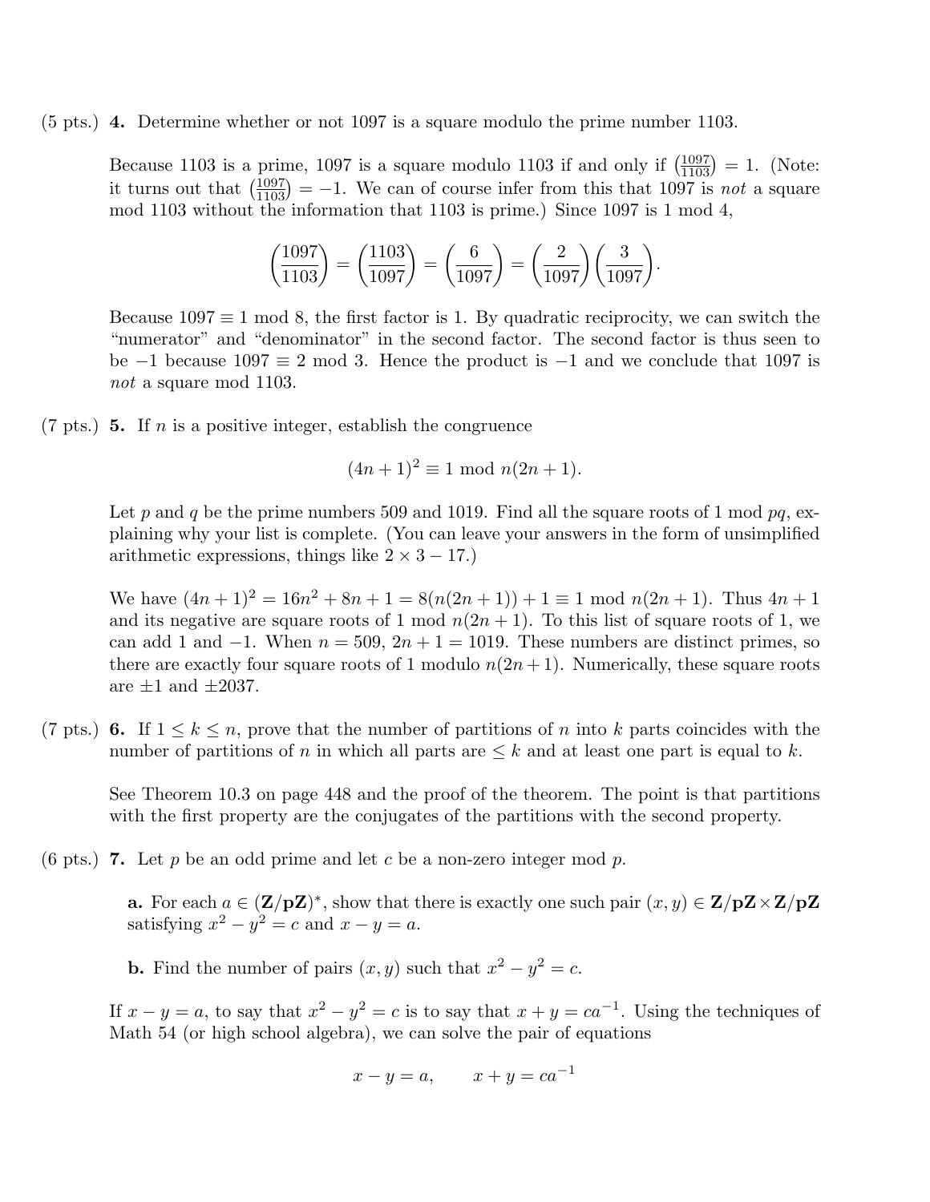(5 pts.) **4.** Determine whether or not 1097 is a square modulo the prime number 1103.

Because 1103 is a prime, 1097 is a square modulo 1103 if and only if $\left(\frac{1097}{1103}\right) = 1$. (Note: it turns out that $\left(\frac{1097}{1103}\right) = -1$. We can of course infer from this that 1097 is *not* a square mod 1103 without the information that 1103 is prime.) Since 1097 is 1 mod 4,

$$\left(\frac{1097}{1103}\right) = \left(\frac{1103}{1097}\right) = \left(\frac{6}{1097}\right) = \left(\frac{2}{1097}\right)\left(\frac{3}{1097}\right).$$

Because $1097 \equiv 1 \bmod 8$, the first factor is 1. By quadratic reciprocity, we can switch the "numerator" and "denominator" in the second factor. The second factor is thus seen to be $-1$ because $1097 \equiv 2 \bmod 3$. Hence the product is $-1$ and we conclude that 1097 is *not* a square mod 1103.

(7 pts.) **5.** If $n$ is a positive integer, establish the congruence

$$(4n+1)^2 \equiv 1 \bmod n(2n+1).$$

Let $p$ and $q$ be the prime numbers 509 and 1019. Find all the square roots of 1 mod $pq$, explaining why your list is complete. (You can leave your answers in the form of unsimplified arithmetic expressions, things like $2 \times 3 - 17$.)

We have $(4n+1)^2 = 16n^2 + 8n + 1 = 8(n(2n+1)) + 1 \equiv 1 \bmod n(2n+1)$. Thus $4n+1$ and its negative are square roots of 1 mod $n(2n+1)$. To this list of square roots of 1, we can add 1 and $-1$. When $n = 509$, $2n+1 = 1019$. These numbers are distinct primes, so there are exactly four square roots of 1 modulo $n(2n+1)$. Numerically, these square roots are $\pm 1$ and $\pm 2037$.

(7 pts.) **6.** If $1 \leq k \leq n$, prove that the number of partitions of $n$ into $k$ parts coincides with the number of partitions of $n$ in which all parts are $\leq k$ and at least one part is equal to $k$.

See Theorem 10.3 on page 448 and the proof of the theorem. The point is that partitions with the first property are the conjugates of the partitions with the second property.

(6 pts.) **7.** Let $p$ be an odd prime and let $c$ be a non-zero integer mod $p$.

**a.** For each $a \in (\mathbf{Z}/p\mathbf{Z})^*$, show that there is exactly one such pair $(x, y) \in \mathbf{Z}/p\mathbf{Z} \times \mathbf{Z}/p\mathbf{Z}$ satisfying $x^2 - y^2 = c$ and $x - y = a$.

**b.** Find the number of pairs $(x, y)$ such that $x^2 - y^2 = c$.

If $x - y = a$, to say that $x^2 - y^2 = c$ is to say that $x + y = ca^{-1}$. Using the techniques of Math 54 (or high school algebra), we can solve the pair of equations

$$x - y = a, \qquad x + y = ca^{-1}$$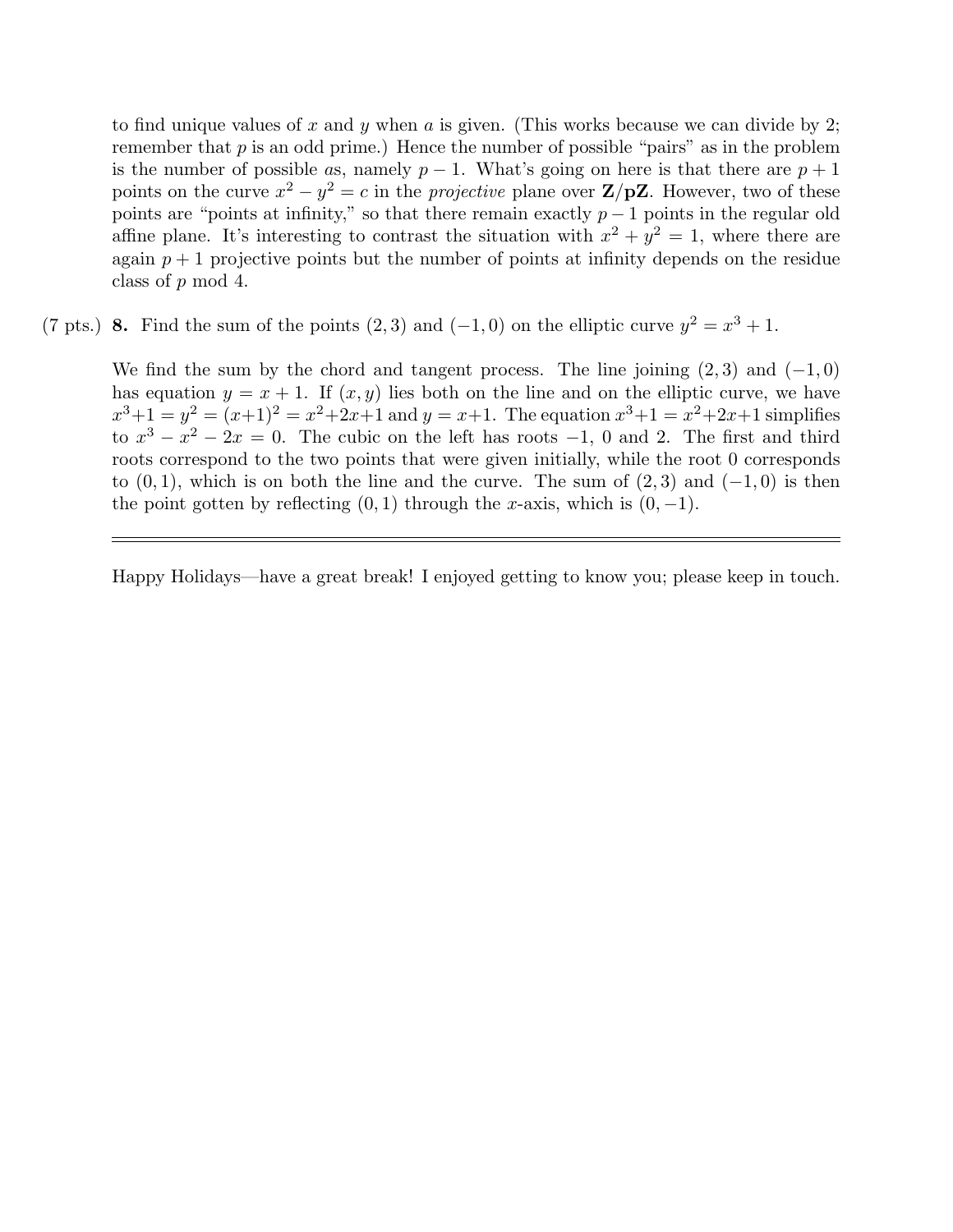to find unique values of $x$ and $y$ when $a$ is given. (This works because we can divide by 2; remember that $p$ is an odd prime.) Hence the number of possible "pairs" as in the problem is the number of possible $a$s, namely $p-1$. What's going on here is that there are $p+1$ points on the curve $x^2 - y^2 = c$ in the *projective* plane over $\mathbf{Z}/\mathbf{pZ}$. However, two of these points are "points at infinity," so that there remain exactly $p-1$ points in the regular old affine plane. It's interesting to contrast the situation with $x^2 + y^2 = 1$, where there are again $p+1$ projective points but the number of points at infinity depends on the residue class of $p$ mod 4.

(7 pts.) **8.** Find the sum of the points $(2,3)$ and $(-1,0)$ on the elliptic curve $y^2 = x^3 + 1$.

We find the sum by the chord and tangent process. The line joining $(2,3)$ and $(-1,0)$ has equation $y = x+1$. If $(x,y)$ lies both on the line and on the elliptic curve, we have $x^3+1 = y^2 = (x+1)^2 = x^2+2x+1$ and $y = x+1$. The equation $x^3+1 = x^2+2x+1$ simplifies to $x^3 - x^2 - 2x = 0$. The cubic on the left has roots $-1$, $0$ and $2$. The first and third roots correspond to the two points that were given initially, while the root $0$ corresponds to $(0,1)$, which is on both the line and the curve. The sum of $(2,3)$ and $(-1,0)$ is then the point gotten by reflecting $(0,1)$ through the $x$-axis, which is $(0,-1)$.

---

Happy Holidays—have a great break! I enjoyed getting to know you; please keep in touch.